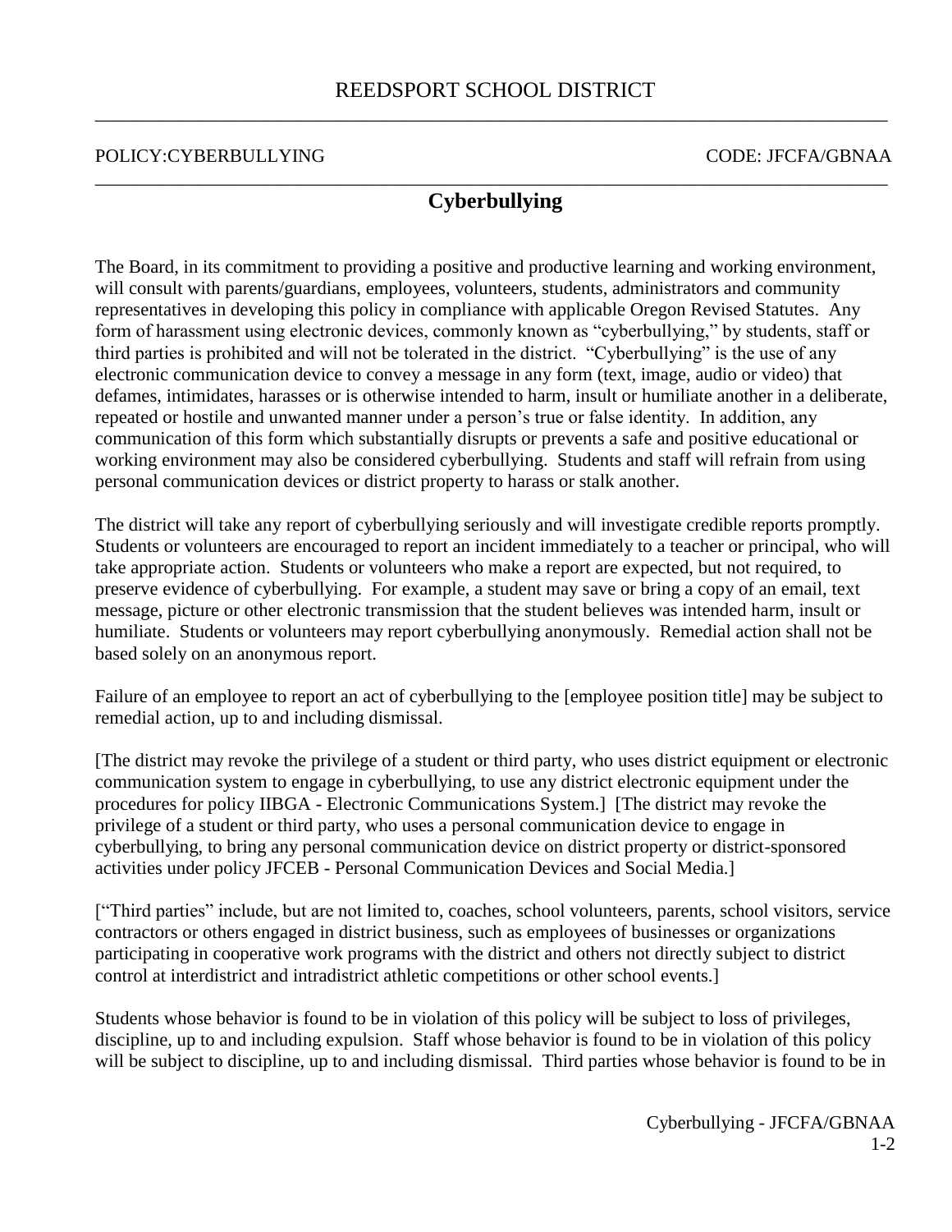# REEDSPORT SCHOOL DISTRICT

POLICY:CYBERBULLYING CODE: JFCFA/GBNAA

## Cyberbullying

The Board, in its commitment to providing a positive and productive learning and working environment, will consult with parents/guardians, employees, volunteers, students, administrators and community representatives in developing this policy in compliance with applicable Oregon Revised Statutes. Any form of harassment using electronic devices, commonly known as "cyberbullying," by students, staff or third parties is prohibited and will not be tolerated in the district. "Cyberbullying" is the use of any electronic communication device to convey a message in any form (text, image, audio or video) that defames, intimidates, harasses or is otherwise intended to harm, insult or humiliate another in a deliberate, repeated or hostile and unwanted manner under a person's true or false identity. In addition, any communication of this form which substantially disrupts or prevents a safe and positive educational or working environment may also be considered cyberbullying. Students and staff will refrain from using personal communication devices or district property to harass or stalk another.

The district will take any report of cyberbullying seriously and will investigate credible reports promptly. Students or volunteers are encouraged to report an incident immediately to a teacher or principal, who will take appropriate action. Students or volunteers who make a report are expected, but not required, to preserve evidence of cyberbullying. For example, a student may save or bring a copy of an email, text message, picture or other electronic transmission that the student believes was intended harm, insult or humiliate. Students or volunteers may report cyberbullying anonymously. Remedial action shall not be based solely on an anonymous report.

Failure of an employee to report an act of cyberbullying to the [employee position title] may be subject to remedial action, up to and including dismissal.

[The district may revoke the privilege of a student or third party, who uses district equipment or electronic communication system to engage in cyberbullying, to use any district electronic equipment under the procedures for policy IIBGA - Electronic Communications System.] [The district may revoke the privilege of a student or third party, who uses a personal communication device to engage in cyberbullying, to bring any personal communication device on district property or district-sponsored activities under policy JFCEB - Personal Communication Devices and Social Media.]

["Third parties" include, but are not limited to, coaches, school volunteers, parents, school visitors, service contractors or others engaged in district business, such as employees of businesses or organizations participating in cooperative work programs with the district and others not directly subject to district control at interdistrict and intradistrict athletic competitions or other school events.]

Students whose behavior is found to be in violation of this policy will be subject to loss of privileges, discipline, up to and including expulsion. Staff whose behavior is found to be in violation of this policy will be subject to discipline, up to and including dismissal. Third parties whose behavior is found to be in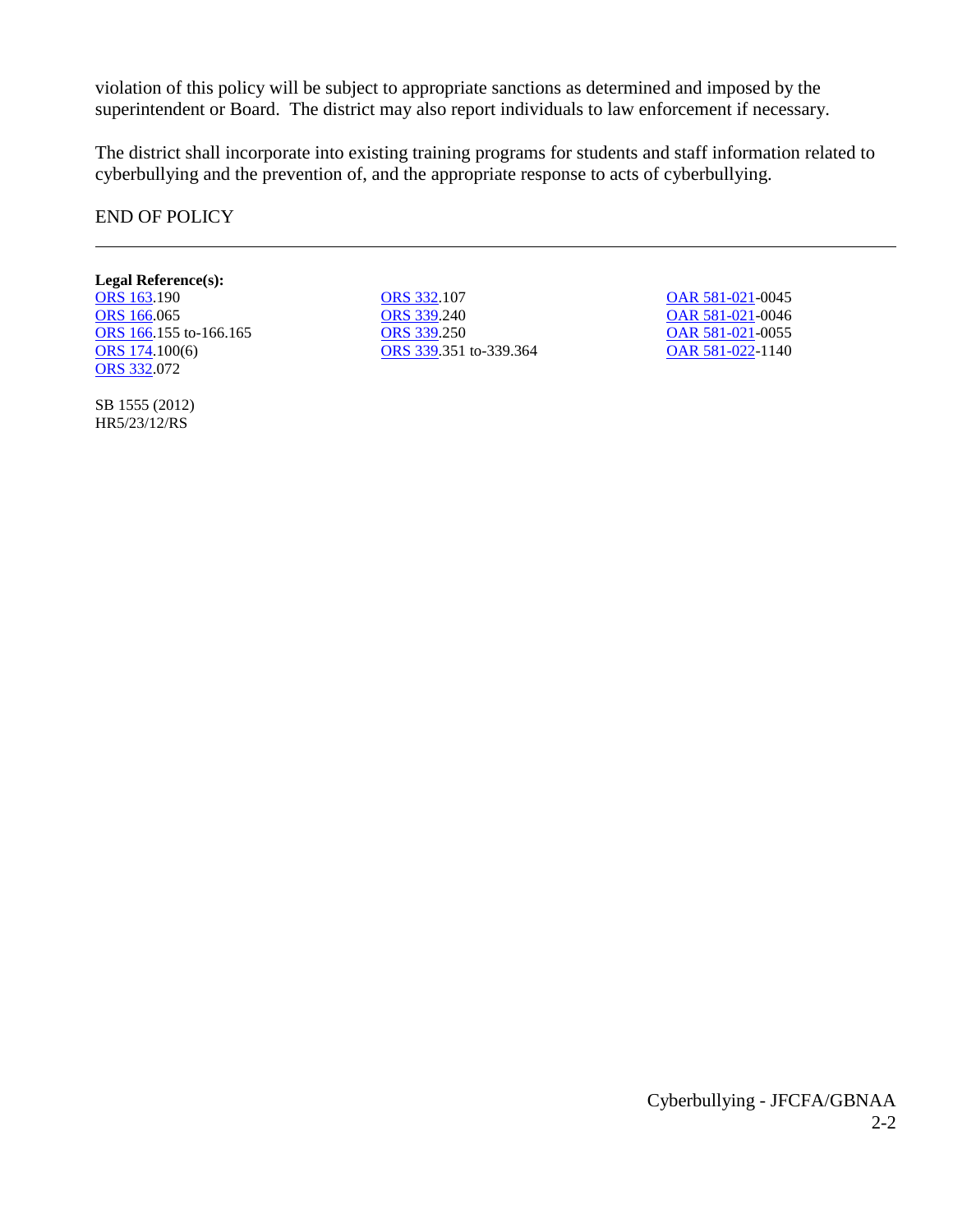violation of this policy will be subject to appropriate sanctions as determined and imposed by the superintendent or Board. The district may also report individuals to law enforcement if necessary.

The district shall incorporate into existing training programs for students and staff information related to cyberbullying and the prevention of, and the appropriate response to acts of cyberbullying.

END OF POLICY

---

**Legal Reference(s):**

ORS 163.190
ORS 166.065
ORS 166.155 to-166.165
ORS 174.100(6)
ORS 332.072

ORS 332.107
ORS 339.240
ORS 339.250
ORS 339.351 to-339.364

OAR 581-021-0045
OAR 581-021-0046
OAR 581-021-0055
OAR 581-022-1140

SB 1555 (2012)
HR5/23/12/RS

Cyberbullying - JFCFA/GBNAA